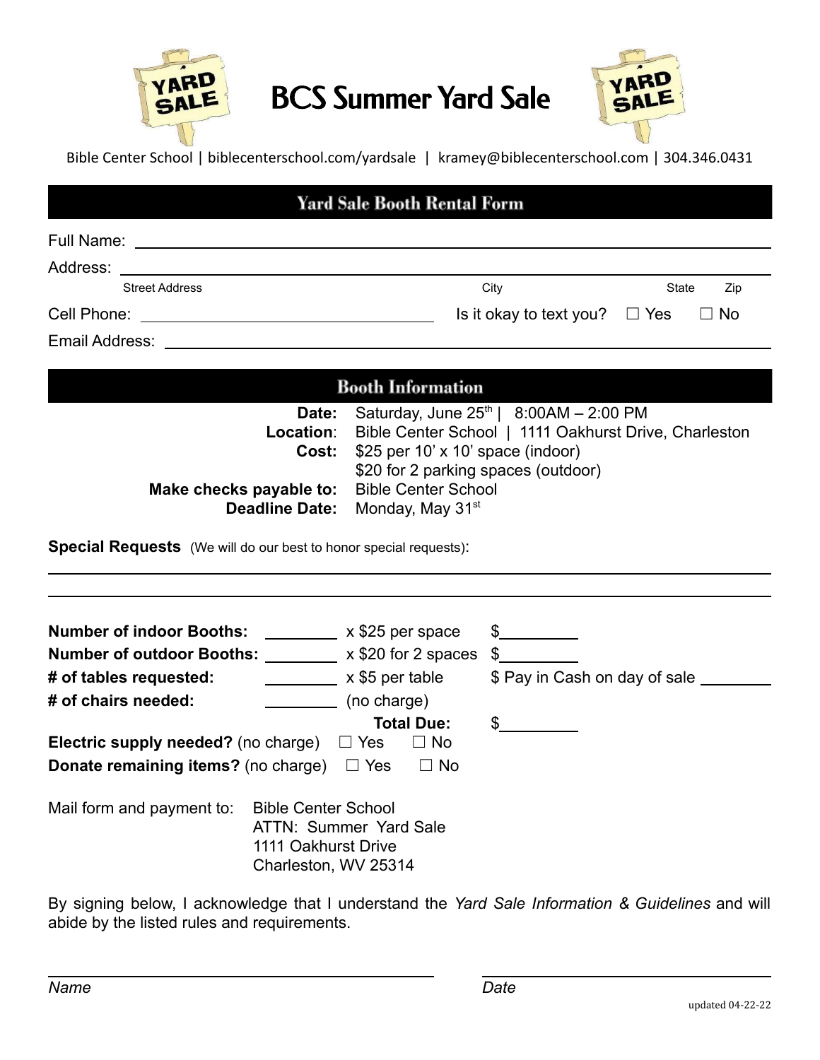# BCS Summer Yard Sale

Bible Center School | biblecenterschool.com/yardsale | kramey@biblecenterschool.com | 304.346.0431

## Yard Sale Booth Rental Form

Full Name: ____________________________________________

Address: ____________________________________________

Street Address City State Zip

Cell Phone: ______________________ Is it okay to text you? ☐ Yes ☐ No

Email Address: ____________________________________________

## Booth Information

**Date:** Saturday, June 25th | 8:00AM – 2:00 PM

**Location:** Bible Center School | 1111 Oakhurst Drive, Charleston

**Cost:** $25 per 10' x 10' space (indoor)
$20 for 2 parking spaces (outdoor)

**Make checks payable to:** Bible Center School

**Deadline Date:** Monday, May 31st

**Special Requests** (We will do our best to honor special requests):

____________________________________________

____________________________________________

| | | | |
|---|---|---|---|
| **Number of indoor Booths:** | ________ | x $25 per space | $________ |
| **Number of outdoor Booths:** | ________ | x $20 for 2 spaces | $________ |
| **# of tables requested:** | ________ | x $5 per table | $ Pay in Cash on day of sale ________ |
| **# of chairs needed:** | ________ | (no charge) | |
| | | **Total Due:** | $________ |

**Electric supply needed?** (no charge) ☐ Yes ☐ No

**Donate remaining items?** (no charge) ☐ Yes ☐ No

Mail form and payment to: Bible Center School
ATTN: Summer Yard Sale
1111 Oakhurst Drive
Charleston, WV 25314

By signing below, I acknowledge that I understand the *Yard Sale Information & Guidelines* and will abide by the listed rules and requirements.

______________________________ ______________________________

*Name* *Date*

updated 04-22-22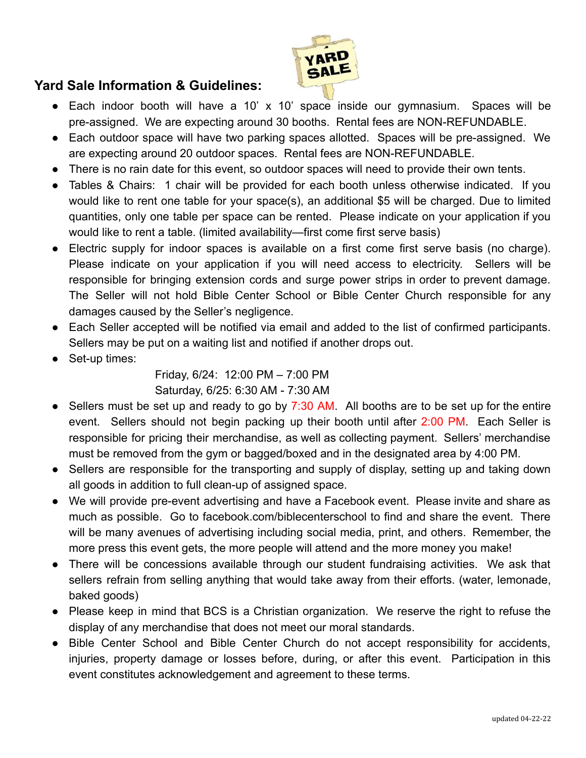## Yard Sale Information & Guidelines:

- Each indoor booth will have a 10' x 10' space inside our gymnasium. Spaces will be pre-assigned. We are expecting around 30 booths. Rental fees are NON-REFUNDABLE.
- Each outdoor space will have two parking spaces allotted. Spaces will be pre-assigned. We are expecting around 20 outdoor spaces. Rental fees are NON-REFUNDABLE.
- There is no rain date for this event, so outdoor spaces will need to provide their own tents.
- Tables & Chairs: 1 chair will be provided for each booth unless otherwise indicated. If you would like to rent one table for your space(s), an additional $5 will be charged. Due to limited quantities, only one table per space can be rented. Please indicate on your application if you would like to rent a table. (limited availability—first come first serve basis)
- Electric supply for indoor spaces is available on a first come first serve basis (no charge). Please indicate on your application if you will need access to electricity. Sellers will be responsible for bringing extension cords and surge power strips in order to prevent damage. The Seller will not hold Bible Center School or Bible Center Church responsible for any damages caused by the Seller's negligence.
- Each Seller accepted will be notified via email and added to the list of confirmed participants. Sellers may be put on a waiting list and notified if another drops out.
- Set-up times:

  Friday, 6/24: 12:00 PM – 7:00 PM
  Saturday, 6/25: 6:30 AM - 7:30 AM
- Sellers must be set up and ready to go by 7:30 AM. All booths are to be set up for the entire event. Sellers should not begin packing up their booth until after 2:00 PM. Each Seller is responsible for pricing their merchandise, as well as collecting payment. Sellers' merchandise must be removed from the gym or bagged/boxed and in the designated area by 4:00 PM.
- Sellers are responsible for the transporting and supply of display, setting up and taking down all goods in addition to full clean-up of assigned space.
- We will provide pre-event advertising and have a Facebook event. Please invite and share as much as possible. Go to facebook.com/biblecenterschool to find and share the event. There will be many avenues of advertising including social media, print, and others. Remember, the more press this event gets, the more people will attend and the more money you make!
- There will be concessions available through our student fundraising activities. We ask that sellers refrain from selling anything that would take away from their efforts. (water, lemonade, baked goods)
- Please keep in mind that BCS is a Christian organization. We reserve the right to refuse the display of any merchandise that does not meet our moral standards.
- Bible Center School and Bible Center Church do not accept responsibility for accidents, injuries, property damage or losses before, during, or after this event. Participation in this event constitutes acknowledgement and agreement to these terms.

updated 04-22-22